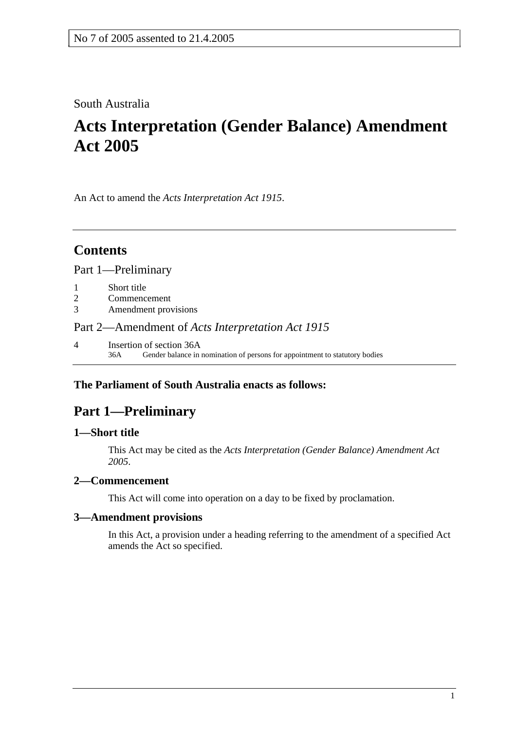No 7 of 2005 assented to 21.4.2005

South Australia

# Acts Interpretation (Gender Balance) Amendment Act 2005

An Act to amend the *Acts Interpretation Act 1915*.

---

## Contents

Part 1—Preliminary

1 Short title
2 Commencement
3 Amendment provisions

Part 2—Amendment of *Acts Interpretation Act 1915*

4 Insertion of section 36A
36A Gender balance in nomination of persons for appointment to statutory bodies

---

**The Parliament of South Australia enacts as follows:**

## Part 1—Preliminary

### 1—Short title

This Act may be cited as the *Acts Interpretation (Gender Balance) Amendment Act 2005*.

### 2—Commencement

This Act will come into operation on a day to be fixed by proclamation.

### 3—Amendment provisions

In this Act, a provision under a heading referring to the amendment of a specified Act amends the Act so specified.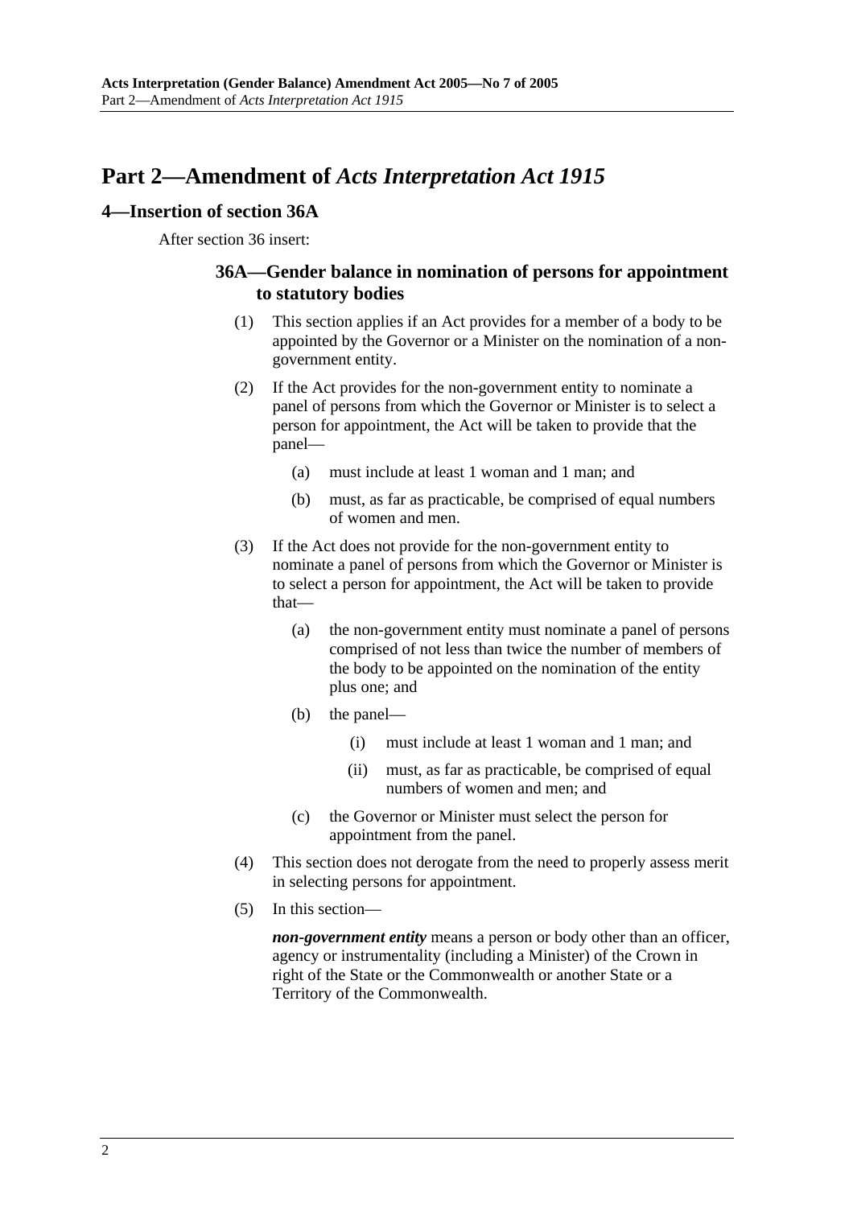# Part 2—Amendment of *Acts Interpretation Act 1915*

## 4—Insertion of section 36A

After section 36 insert:

### 36A—Gender balance in nomination of persons for appointment to statutory bodies

(1) This section applies if an Act provides for a member of a body to be appointed by the Governor or a Minister on the nomination of a non-government entity.

(2) If the Act provides for the non-government entity to nominate a panel of persons from which the Governor or Minister is to select a person for appointment, the Act will be taken to provide that the panel—

- (a) must include at least 1 woman and 1 man; and
- (b) must, as far as practicable, be comprised of equal numbers of women and men.

(3) If the Act does not provide for the non-government entity to nominate a panel of persons from which the Governor or Minister is to select a person for appointment, the Act will be taken to provide that—

- (a) the non-government entity must nominate a panel of persons comprised of not less than twice the number of members of the body to be appointed on the nomination of the entity plus one; and
- (b) the panel—
  - (i) must include at least 1 woman and 1 man; and
  - (ii) must, as far as practicable, be comprised of equal numbers of women and men; and
- (c) the Governor or Minister must select the person for appointment from the panel.

(4) This section does not derogate from the need to properly assess merit in selecting persons for appointment.

(5) In this section—

***non-government entity*** means a person or body other than an officer, agency or instrumentality (including a Minister) of the Crown in right of the State or the Commonwealth or another State or a Territory of the Commonwealth.